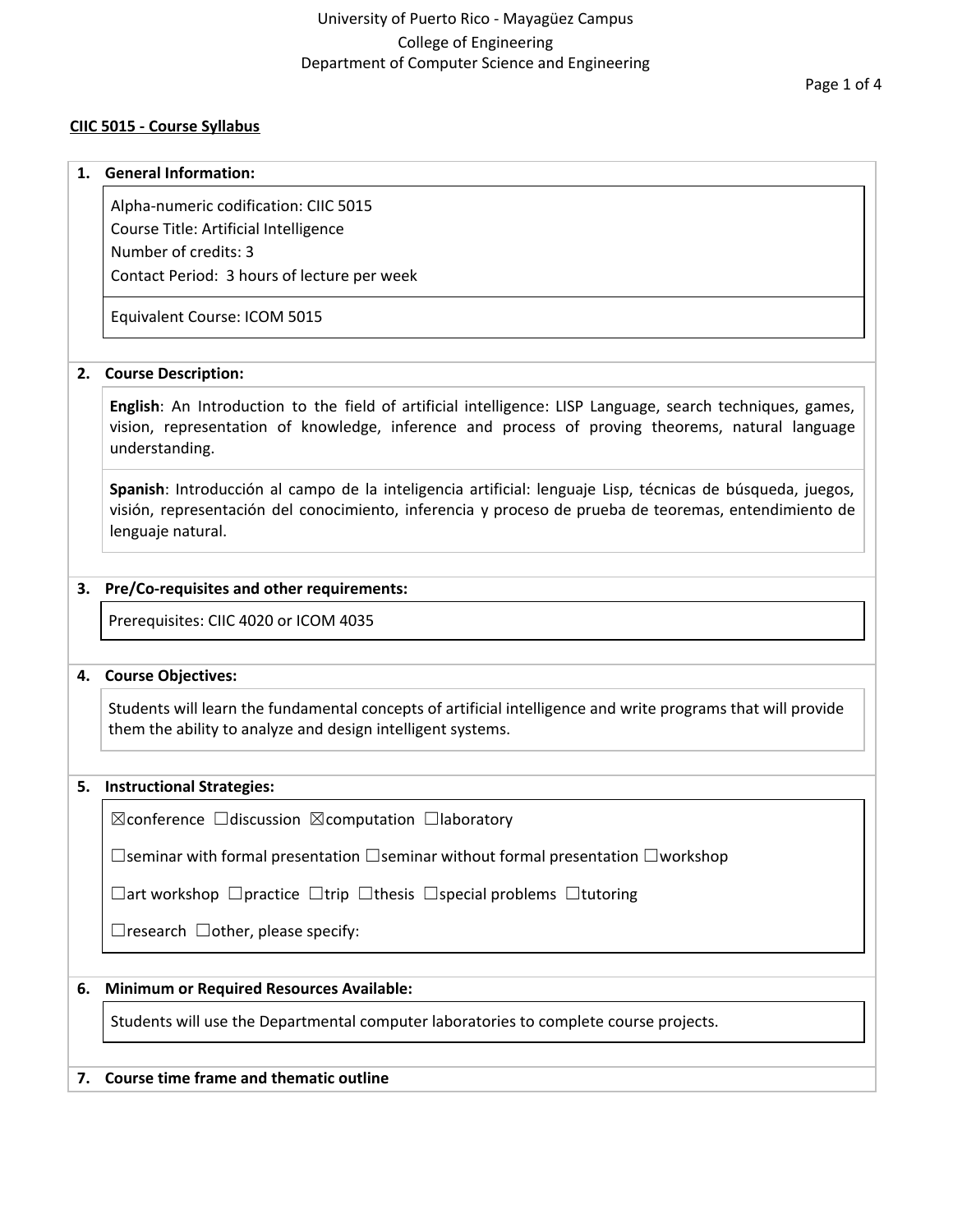University of Puerto Rico - Mayagüez Campus
College of Engineering
Department of Computer Science and Engineering

**CIIC 5015 - Course Syllabus**

## 1. General Information:

Alpha-numeric codification: CIIC 5015
Course Title: Artificial Intelligence
Number of credits: 3
Contact Period: 3 hours of lecture per week

Equivalent Course: ICOM 5015

## 2. Course Description:

**English**: An Introduction to the field of artificial intelligence: LISP Language, search techniques, games, vision, representation of knowledge, inference and process of proving theorems, natural language understanding.

**Spanish**: Introducción al campo de la inteligencia artificial: lenguaje Lisp, técnicas de búsqueda, juegos, visión, representación del conocimiento, inferencia y proceso de prueba de teoremas, entendimiento de lenguaje natural.

## 3. Pre/Co-requisites and other requirements:

Prerequisites: CIIC 4020 or ICOM 4035

## 4. Course Objectives:

Students will learn the fundamental concepts of artificial intelligence and write programs that will provide them the ability to analyze and design intelligent systems.

## 5. Instructional Strategies:

☒conference ☐discussion ☒computation ☐laboratory

☐seminar with formal presentation ☐seminar without formal presentation ☐workshop

☐art workshop ☐practice ☐trip ☐thesis ☐special problems ☐tutoring

☐research ☐other, please specify:

## 6. Minimum or Required Resources Available:

Students will use the Departmental computer laboratories to complete course projects.

## 7. Course time frame and thematic outline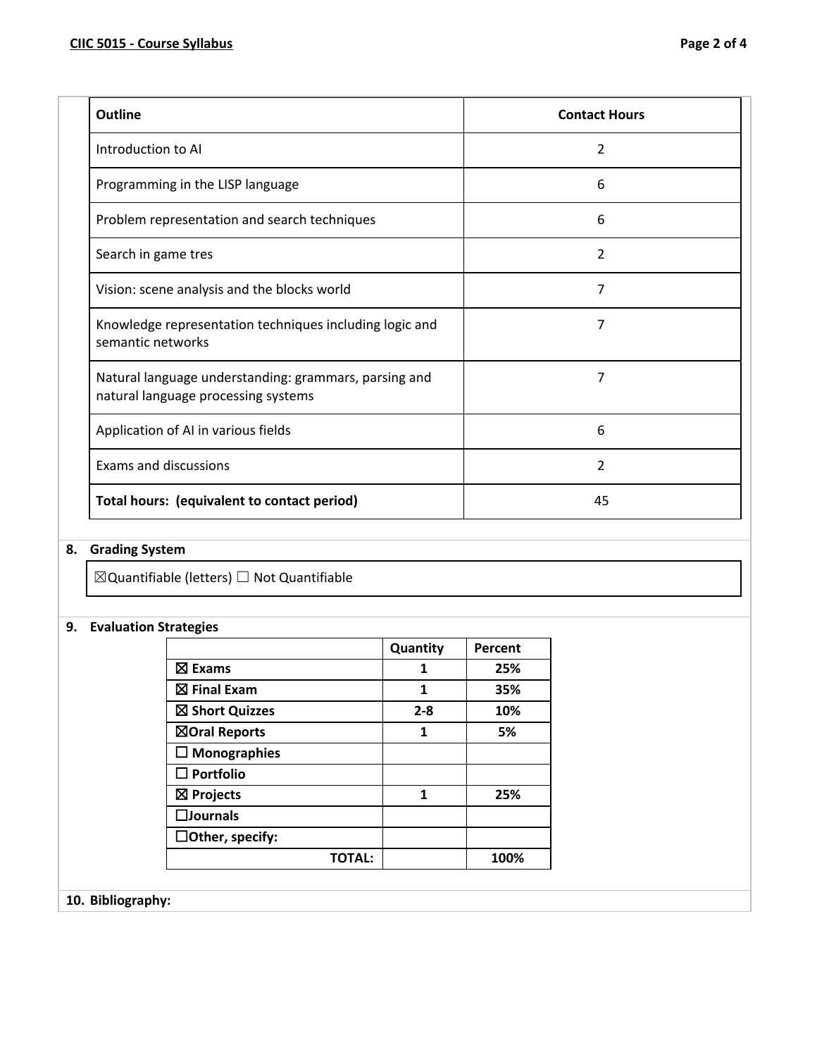| Outline | Contact Hours |
| --- | --- |
| Introduction to AI | 2 |
| Programming in the LISP language | 6 |
| Problem representation and search techniques | 6 |
| Search in game tres | 2 |
| Vision: scene analysis and the blocks world | 7 |
| Knowledge representation techniques including logic and semantic networks | 7 |
| Natural language understanding: grammars, parsing and natural language processing systems | 7 |
| Application of AI in various fields | 6 |
| Exams and discussions | 2 |
| **Total hours: (equivalent to contact period)** | 45 |

## 8. Grading System

☒Quantifiable (letters) ☐ Not Quantifiable

## 9. Evaluation Strategies

| | Quantity | Percent |
| --- | --- | --- |
| ☒ **Exams** | **1** | **25%** |
| ☒ **Final Exam** | **1** | **35%** |
| ☒ **Short Quizzes** | **2-8** | **10%** |
| ☒**Oral Reports** | **1** | **5%** |
| ☐ **Monographies** | | |
| ☐ **Portfolio** | | |
| ☒ **Projects** | **1** | **25%** |
| ☐**Journals** | | |
| ☐**Other, specify:** | | |
| **TOTAL:** | | **100%** |

## 10. Bibliography: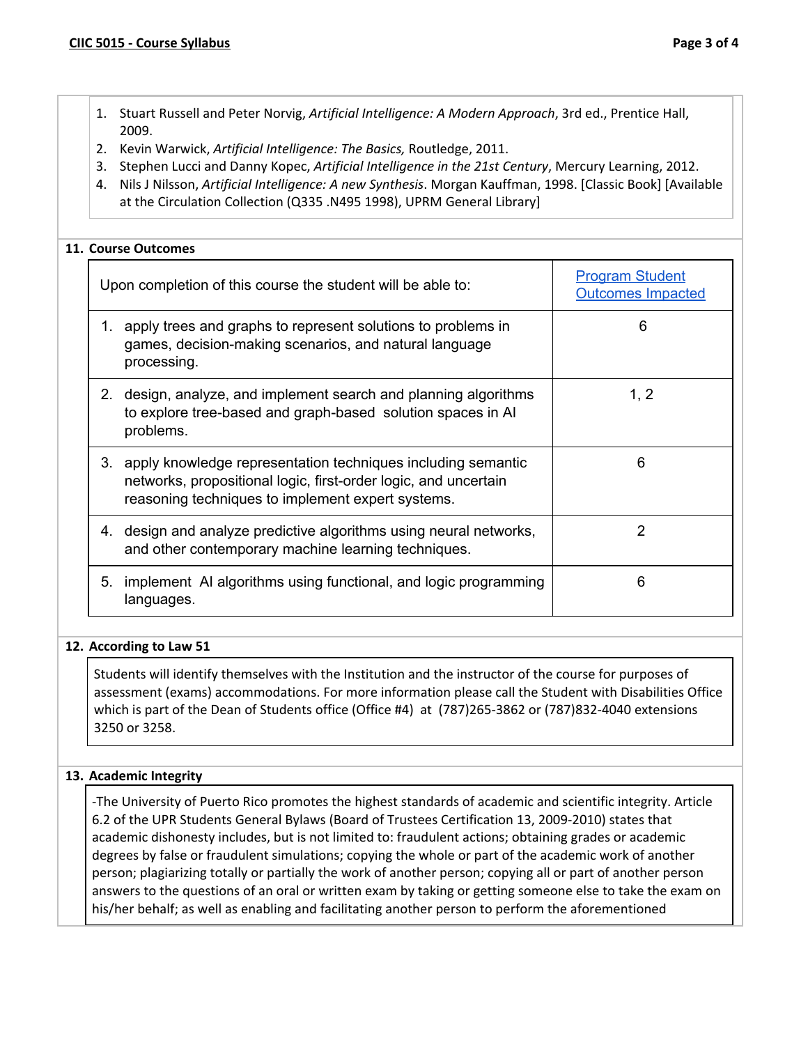1. Stuart Russell and Peter Norvig, *Artificial Intelligence: A Modern Approach*, 3rd ed., Prentice Hall, 2009.
2. Kevin Warwick, *Artificial Intelligence: The Basics,* Routledge, 2011.
3. Stephen Lucci and Danny Kopec, *Artificial Intelligence in the 21st Century*, Mercury Learning, 2012.
4. Nils J Nilsson, *Artificial Intelligence: A new Synthesis*. Morgan Kauffman, 1998. [Classic Book] [Available at the Circulation Collection (Q335 .N495 1998), UPRM General Library]

## 11. Course Outcomes

| Upon completion of this course the student will be able to: | Program Student Outcomes Impacted |
|---|---|
| 1. apply trees and graphs to represent solutions to problems in games, decision-making scenarios, and natural language processing. | 6 |
| 2. design, analyze, and implement search and planning algorithms to explore tree-based and graph-based solution spaces in AI problems. | 1, 2 |
| 3. apply knowledge representation techniques including semantic networks, propositional logic, first-order logic, and uncertain reasoning techniques to implement expert systems. | 6 |
| 4. design and analyze predictive algorithms using neural networks, and other contemporary machine learning techniques. | 2 |
| 5. implement AI algorithms using functional, and logic programming languages. | 6 |

## 12. According to Law 51

Students will identify themselves with the Institution and the instructor of the course for purposes of assessment (exams) accommodations. For more information please call the Student with Disabilities Office which is part of the Dean of Students office (Office #4) at (787)265-3862 or (787)832-4040 extensions 3250 or 3258.

## 13. Academic Integrity

-The University of Puerto Rico promotes the highest standards of academic and scientific integrity. Article 6.2 of the UPR Students General Bylaws (Board of Trustees Certification 13, 2009-2010) states that academic dishonesty includes, but is not limited to: fraudulent actions; obtaining grades or academic degrees by false or fraudulent simulations; copying the whole or part of the academic work of another person; plagiarizing totally or partially the work of another person; copying all or part of another person answers to the questions of an oral or written exam by taking or getting someone else to take the exam on his/her behalf; as well as enabling and facilitating another person to perform the aforementioned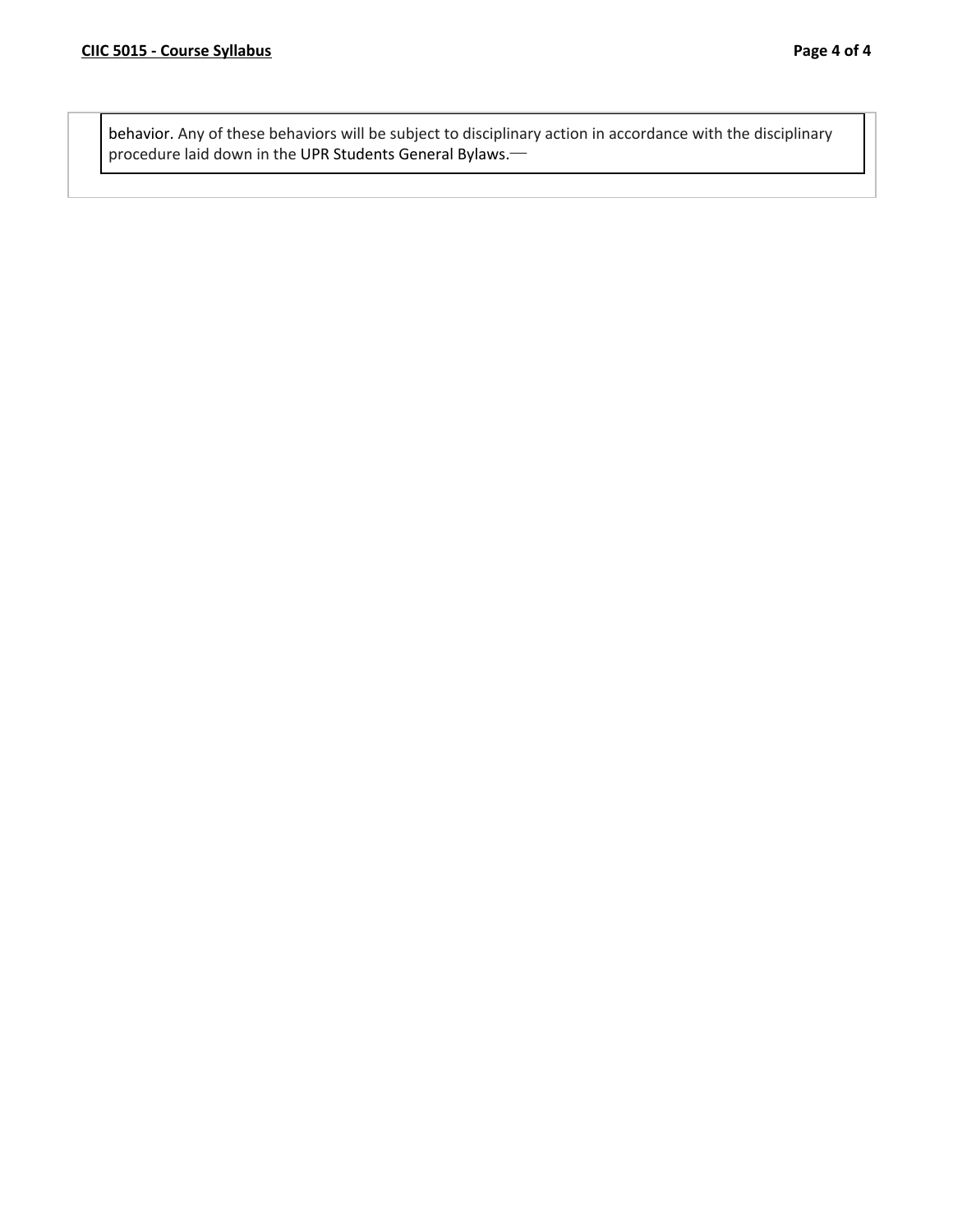behavior. Any of these behaviors will be subject to disciplinary action in accordance with the disciplinary procedure laid down in the UPR Students General Bylaws.